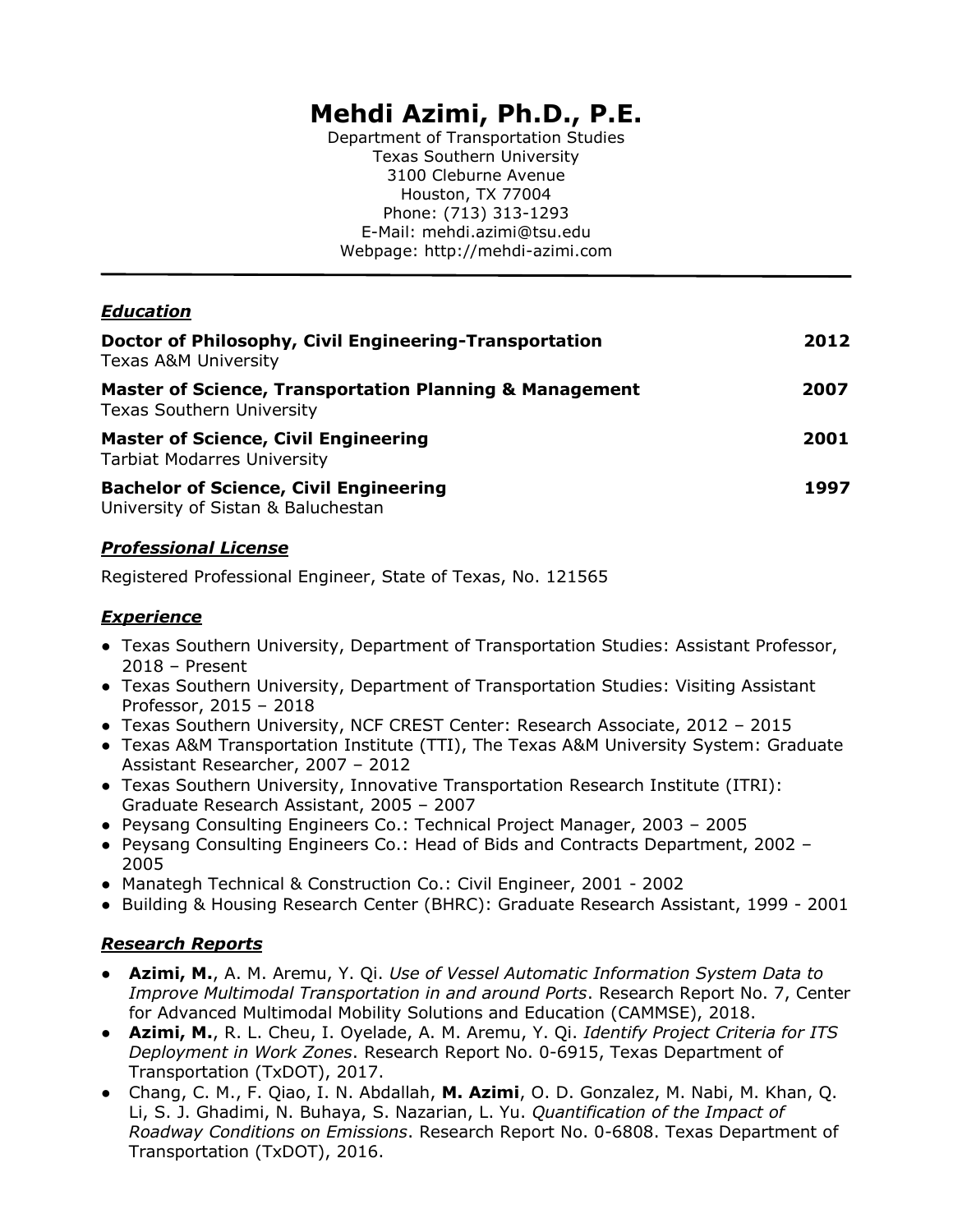# Mehdi Azimi, Ph.D., P.E.

Department of Transportation Studies
Texas Southern University
3100 Cleburne Avenue
Houston, TX 77004
Phone: (713) 313-1293
E-Mail: mehdi.azimi@tsu.edu
Webpage: http://mehdi-azimi.com

---

## ***Education***

**Doctor of Philosophy, Civil Engineering-Transportation** — **2012**
Texas A&M University

**Master of Science, Transportation Planning & Management** — **2007**
Texas Southern University

**Master of Science, Civil Engineering** — **2001**
Tarbiat Modarres University

**Bachelor of Science, Civil Engineering** — **1997**
University of Sistan & Baluchestan

## ***Professional License***

Registered Professional Engineer, State of Texas, No. 121565

## ***Experience***

- Texas Southern University, Department of Transportation Studies: Assistant Professor, 2018 – Present
- Texas Southern University, Department of Transportation Studies: Visiting Assistant Professor, 2015 – 2018
- Texas Southern University, NCF CREST Center: Research Associate, 2012 – 2015
- Texas A&M Transportation Institute (TTI), The Texas A&M University System: Graduate Assistant Researcher, 2007 – 2012
- Texas Southern University, Innovative Transportation Research Institute (ITRI): Graduate Research Assistant, 2005 – 2007
- Peysang Consulting Engineers Co.: Technical Project Manager, 2003 – 2005
- Peysang Consulting Engineers Co.: Head of Bids and Contracts Department, 2002 – 2005
- Manategh Technical & Construction Co.: Civil Engineer, 2001 - 2002
- Building & Housing Research Center (BHRC): Graduate Research Assistant, 1999 - 2001

## ***Research Reports***

- **Azimi, M.**, A. M. Aremu, Y. Qi. *Use of Vessel Automatic Information System Data to Improve Multimodal Transportation in and around Ports*. Research Report No. 7, Center for Advanced Multimodal Mobility Solutions and Education (CAMMSE), 2018.
- **Azimi, M.**, R. L. Cheu, I. Oyelade, A. M. Aremu, Y. Qi. *Identify Project Criteria for ITS Deployment in Work Zones*. Research Report No. 0-6915, Texas Department of Transportation (TxDOT), 2017.
- Chang, C. M., F. Qiao, I. N. Abdallah, **M. Azimi**, O. D. Gonzalez, M. Nabi, M. Khan, Q. Li, S. J. Ghadimi, N. Buhaya, S. Nazarian, L. Yu. *Quantification of the Impact of Roadway Conditions on Emissions*. Research Report No. 0-6808. Texas Department of Transportation (TxDOT), 2016.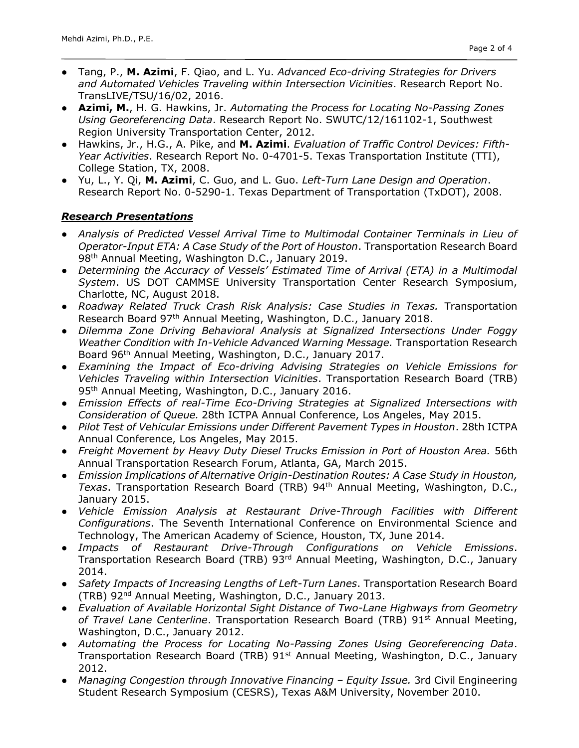- Tang, P., **M. Azimi**, F. Qiao, and L. Yu. *Advanced Eco-driving Strategies for Drivers and Automated Vehicles Traveling within Intersection Vicinities*. Research Report No. TransLIVE/TSU/16/02, 2016.
- **Azimi, M.**, H. G. Hawkins, Jr. *Automating the Process for Locating No-Passing Zones Using Georeferencing Data*. Research Report No. SWUTC/12/161102-1, Southwest Region University Transportation Center, 2012.
- Hawkins, Jr., H.G., A. Pike, and **M. Azimi**. *Evaluation of Traffic Control Devices: Fifth-Year Activities*. Research Report No. 0-4701-5. Texas Transportation Institute (TTI), College Station, TX, 2008.
- Yu, L., Y. Qi, **M. Azimi**, C. Guo, and L. Guo. *Left-Turn Lane Design and Operation*. Research Report No. 0-5290-1. Texas Department of Transportation (TxDOT), 2008.

## ***Research Presentations***

- *Analysis of Predicted Vessel Arrival Time to Multimodal Container Terminals in Lieu of Operator-Input ETA: A Case Study of the Port of Houston*. Transportation Research Board 98th Annual Meeting, Washington D.C., January 2019.
- *Determining the Accuracy of Vessels' Estimated Time of Arrival (ETA) in a Multimodal System*. US DOT CAMMSE University Transportation Center Research Symposium, Charlotte, NC, August 2018.
- *Roadway Related Truck Crash Risk Analysis: Case Studies in Texas.* Transportation Research Board 97th Annual Meeting, Washington, D.C., January 2018.
- *Dilemma Zone Driving Behavioral Analysis at Signalized Intersections Under Foggy Weather Condition with In-Vehicle Advanced Warning Message.* Transportation Research Board 96th Annual Meeting, Washington, D.C., January 2017.
- *Examining the Impact of Eco-driving Advising Strategies on Vehicle Emissions for Vehicles Traveling within Intersection Vicinities*. Transportation Research Board (TRB) 95th Annual Meeting, Washington, D.C., January 2016.
- *Emission Effects of real-Time Eco-Driving Strategies at Signalized Intersections with Consideration of Queue.* 28th ICTPA Annual Conference, Los Angeles, May 2015.
- *Pilot Test of Vehicular Emissions under Different Pavement Types in Houston*. 28th ICTPA Annual Conference, Los Angeles, May 2015.
- *Freight Movement by Heavy Duty Diesel Trucks Emission in Port of Houston Area.* 56th Annual Transportation Research Forum, Atlanta, GA, March 2015.
- *Emission Implications of Alternative Origin-Destination Routes: A Case Study in Houston, Texas*. Transportation Research Board (TRB) 94th Annual Meeting, Washington, D.C., January 2015.
- *Vehicle Emission Analysis at Restaurant Drive-Through Facilities with Different Configurations*. The Seventh International Conference on Environmental Science and Technology, The American Academy of Science, Houston, TX, June 2014.
- *Impacts of Restaurant Drive-Through Configurations on Vehicle Emissions*. Transportation Research Board (TRB) 93rd Annual Meeting, Washington, D.C., January 2014.
- *Safety Impacts of Increasing Lengths of Left-Turn Lanes*. Transportation Research Board (TRB) 92nd Annual Meeting, Washington, D.C., January 2013.
- *Evaluation of Available Horizontal Sight Distance of Two-Lane Highways from Geometry of Travel Lane Centerline*. Transportation Research Board (TRB) 91st Annual Meeting, Washington, D.C., January 2012.
- *Automating the Process for Locating No-Passing Zones Using Georeferencing Data*. Transportation Research Board (TRB) 91st Annual Meeting, Washington, D.C., January 2012.
- *Managing Congestion through Innovative Financing – Equity Issue.* 3rd Civil Engineering Student Research Symposium (CESRS), Texas A&M University, November 2010.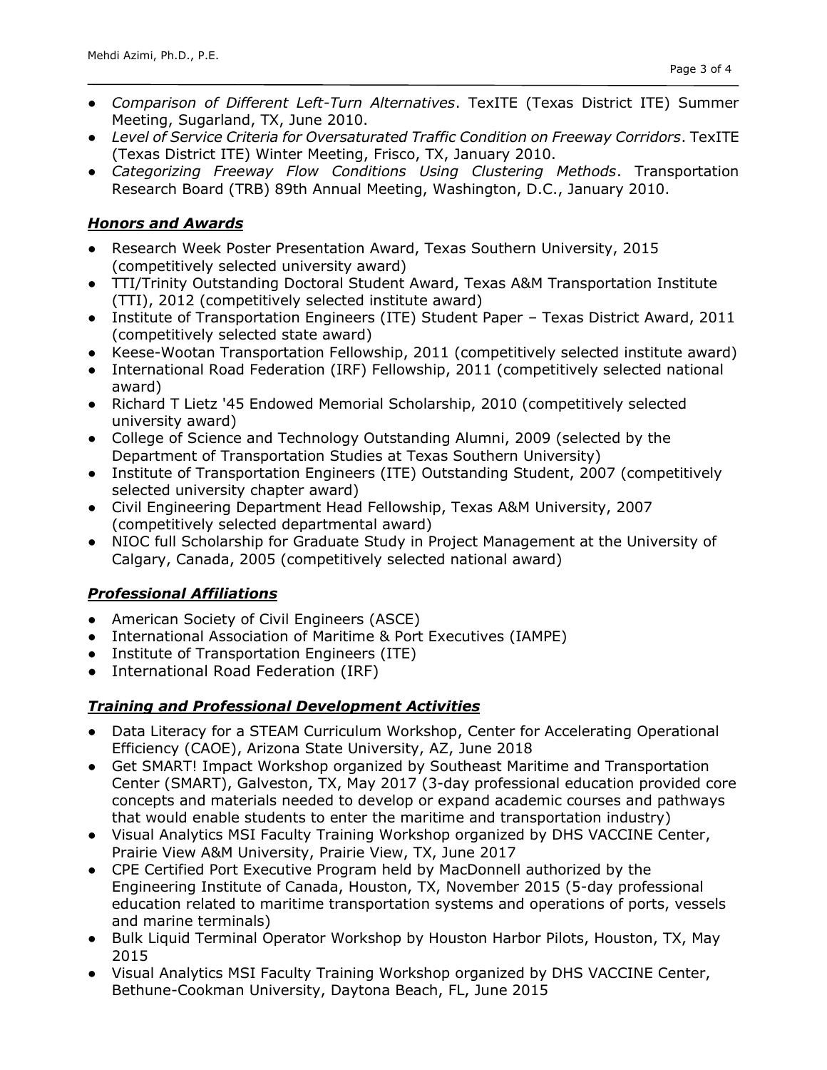- *Comparison of Different Left-Turn Alternatives*. TexITE (Texas District ITE) Summer Meeting, Sugarland, TX, June 2010.
- *Level of Service Criteria for Oversaturated Traffic Condition on Freeway Corridors*. TexITE (Texas District ITE) Winter Meeting, Frisco, TX, January 2010.
- *Categorizing Freeway Flow Conditions Using Clustering Methods*. Transportation Research Board (TRB) 89th Annual Meeting, Washington, D.C., January 2010.

## ***Honors and Awards***

- Research Week Poster Presentation Award, Texas Southern University, 2015 (competitively selected university award)
- TTI/Trinity Outstanding Doctoral Student Award, Texas A&M Transportation Institute (TTI), 2012 (competitively selected institute award)
- Institute of Transportation Engineers (ITE) Student Paper – Texas District Award, 2011 (competitively selected state award)
- Keese-Wootan Transportation Fellowship, 2011 (competitively selected institute award)
- International Road Federation (IRF) Fellowship, 2011 (competitively selected national award)
- Richard T Lietz '45 Endowed Memorial Scholarship, 2010 (competitively selected university award)
- College of Science and Technology Outstanding Alumni, 2009 (selected by the Department of Transportation Studies at Texas Southern University)
- Institute of Transportation Engineers (ITE) Outstanding Student, 2007 (competitively selected university chapter award)
- Civil Engineering Department Head Fellowship, Texas A&M University, 2007 (competitively selected departmental award)
- NIOC full Scholarship for Graduate Study in Project Management at the University of Calgary, Canada, 2005 (competitively selected national award)

## ***Professional Affiliations***

- American Society of Civil Engineers (ASCE)
- International Association of Maritime & Port Executives (IAMPE)
- Institute of Transportation Engineers (ITE)
- International Road Federation (IRF)

## ***Training and Professional Development Activities***

- Data Literacy for a STEAM Curriculum Workshop, Center for Accelerating Operational Efficiency (CAOE), Arizona State University, AZ, June 2018
- Get SMART! Impact Workshop organized by Southeast Maritime and Transportation Center (SMART), Galveston, TX, May 2017 (3-day professional education provided core concepts and materials needed to develop or expand academic courses and pathways that would enable students to enter the maritime and transportation industry)
- Visual Analytics MSI Faculty Training Workshop organized by DHS VACCINE Center, Prairie View A&M University, Prairie View, TX, June 2017
- CPE Certified Port Executive Program held by MacDonnell authorized by the Engineering Institute of Canada, Houston, TX, November 2015 (5-day professional education related to maritime transportation systems and operations of ports, vessels and marine terminals)
- Bulk Liquid Terminal Operator Workshop by Houston Harbor Pilots, Houston, TX, May 2015
- Visual Analytics MSI Faculty Training Workshop organized by DHS VACCINE Center, Bethune-Cookman University, Daytona Beach, FL, June 2015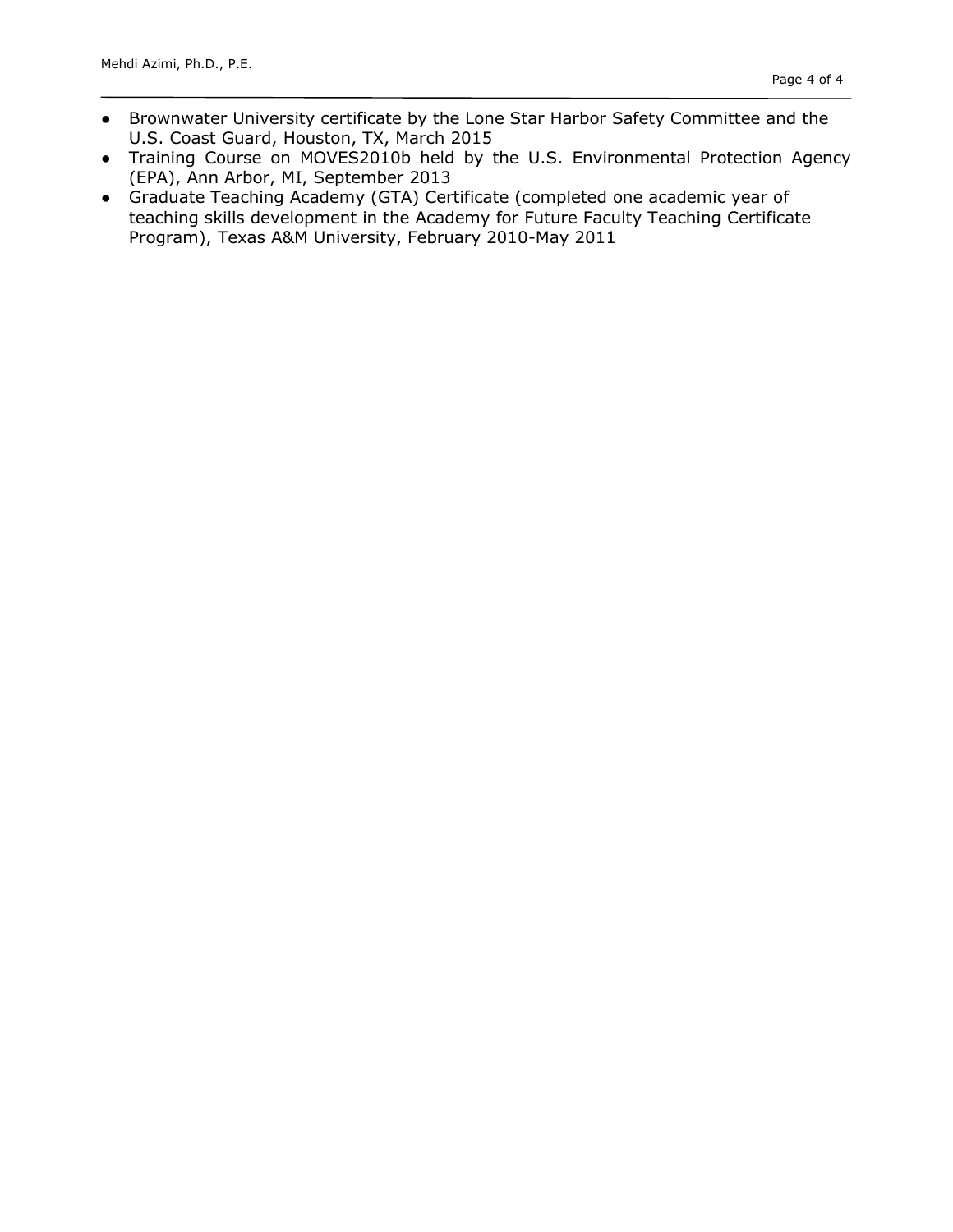- Brownwater University certificate by the Lone Star Harbor Safety Committee and the U.S. Coast Guard, Houston, TX, March 2015
- Training Course on MOVES2010b held by the U.S. Environmental Protection Agency (EPA), Ann Arbor, MI, September 2013
- Graduate Teaching Academy (GTA) Certificate (completed one academic year of teaching skills development in the Academy for Future Faculty Teaching Certificate Program), Texas A&M University, February 2010-May 2011